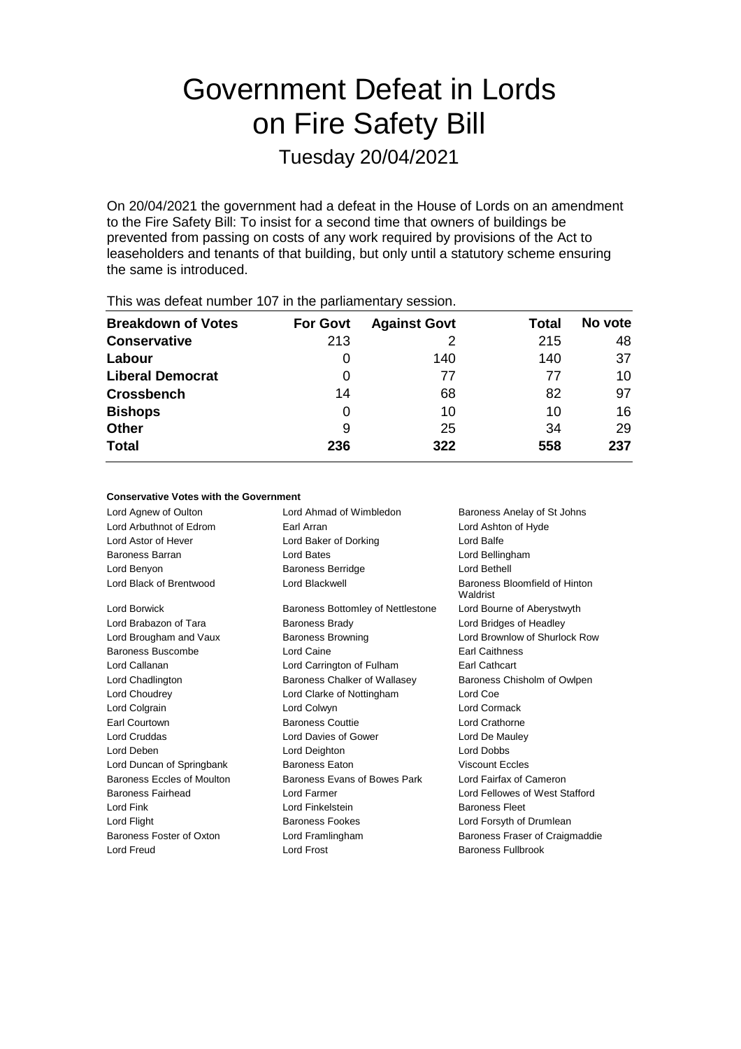# Government Defeat in Lords on Fire Safety Bill

## Tuesday 20/04/2021

On 20/04/2021 the government had a defeat in the House of Lords on an amendment to the Fire Safety Bill: To insist for a second time that owners of buildings be prevented from passing on costs of any work required by provisions of the Act to leaseholders and tenants of that building, but only until a statutory scheme ensuring the same is introduced.

This was defeat number 107 in the parliamentary session.

| Breakdown of Votes | For Govt | Against Govt | Total | No vote |
|---|---|---|---|---|
| **Conservative** | 213 | 2 | 215 | 48 |
| **Labour** | 0 | 140 | 140 | 37 |
| **Liberal Democrat** | 0 | 77 | 77 | 10 |
| **Crossbench** | 14 | 68 | 82 | 97 |
| **Bishops** | 0 | 10 | 10 | 16 |
| **Other** | 9 | 25 | 34 | 29 |
| **Total** | **236** | **322** | **558** | **237** |

#### Conservative Votes with the Government

| | | |
|---|---|---|
| Lord Agnew of Oulton | Lord Ahmad of Wimbledon | Baroness Anelay of St Johns |
| Lord Arbuthnot of Edrom | Earl Arran | Lord Ashton of Hyde |
| Lord Astor of Hever | Lord Baker of Dorking | Lord Balfe |
| Baroness Barran | Lord Bates | Lord Bellingham |
| Lord Benyon | Baroness Berridge | Lord Bethell |
| Lord Black of Brentwood | Lord Blackwell | Baroness Bloomfield of Hinton Waldrist |
| Lord Borwick | Baroness Bottomley of Nettlestone | Lord Bourne of Aberystwyth |
| Lord Brabazon of Tara | Baroness Brady | Lord Bridges of Headley |
| Lord Brougham and Vaux | Baroness Browning | Lord Brownlow of Shurlock Row |
| Baroness Buscombe | Lord Caine | Earl Caithness |
| Lord Callanan | Lord Carrington of Fulham | Earl Cathcart |
| Lord Chadlington | Baroness Chalker of Wallasey | Baroness Chisholm of Owlpen |
| Lord Choudrey | Lord Clarke of Nottingham | Lord Coe |
| Lord Colgrain | Lord Colwyn | Lord Cormack |
| Earl Courtown | Baroness Couttie | Lord Crathorne |
| Lord Cruddas | Lord Davies of Gower | Lord De Mauley |
| Lord Deben | Lord Deighton | Lord Dobbs |
| Lord Duncan of Springbank | Baroness Eaton | Viscount Eccles |
| Baroness Eccles of Moulton | Baroness Evans of Bowes Park | Lord Fairfax of Cameron |
| Baroness Fairhead | Lord Farmer | Lord Fellowes of West Stafford |
| Lord Fink | Lord Finkelstein | Baroness Fleet |
| Lord Flight | Baroness Fookes | Lord Forsyth of Drumlean |
| Baroness Foster of Oxton | Lord Framlingham | Baroness Fraser of Craigmaddie |
| Lord Freud | Lord Frost | Baroness Fullbrook |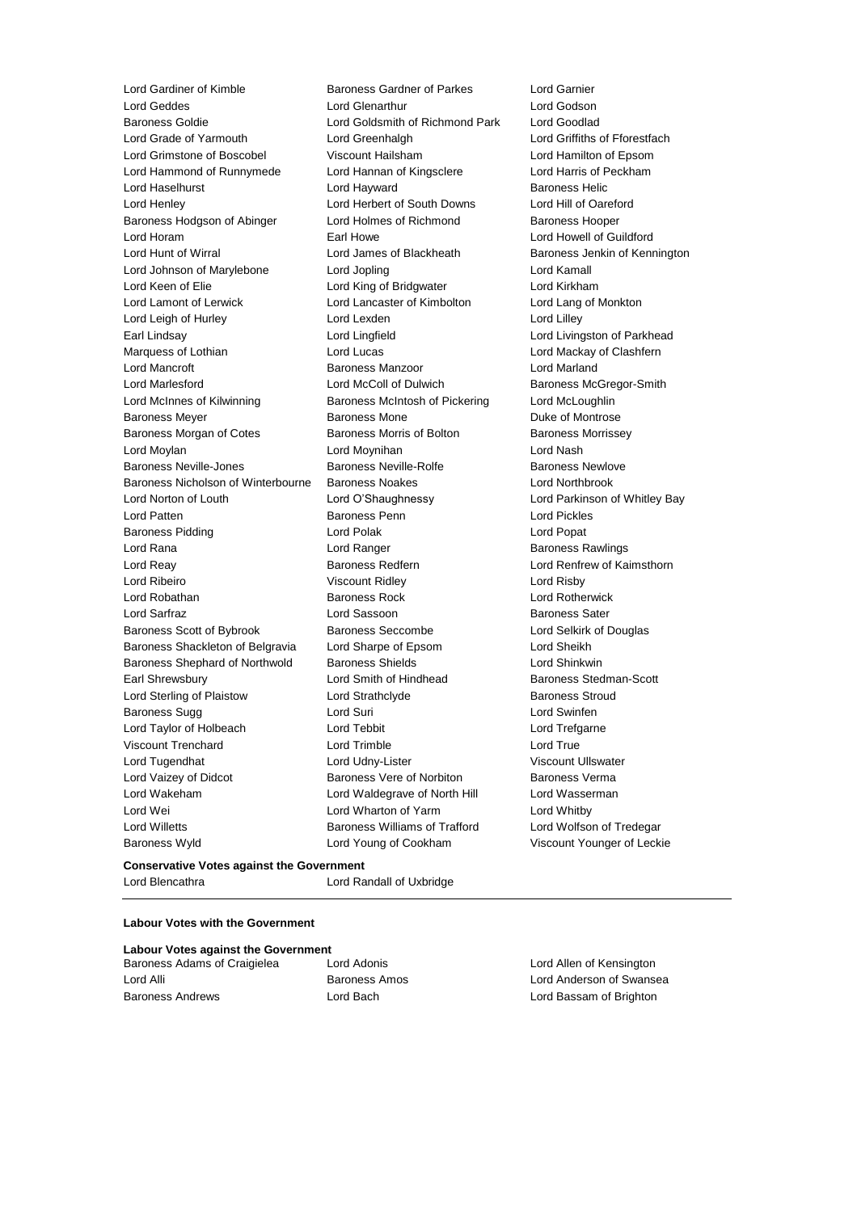Lord Gardiner of Kimble
Baroness Gardner of Parkes
Lord Garnier
Lord Geddes
Lord Glenarthur
Lord Godson
Baroness Goldie
Lord Goldsmith of Richmond Park
Lord Goodlad
Lord Grade of Yarmouth
Lord Greenhalgh
Lord Griffiths of Fforestfach
Lord Grimstone of Boscobel
Viscount Hailsham
Lord Hamilton of Epsom
Lord Hammond of Runnymede
Lord Hannan of Kingsclere
Lord Harris of Peckham
Lord Haselhurst
Lord Hayward
Baroness Helic
Lord Henley
Lord Herbert of South Downs
Lord Hill of Oareford
Baroness Hodgson of Abinger
Lord Holmes of Richmond
Baroness Hooper
Lord Horam
Earl Howe
Lord Howell of Guildford
Lord Hunt of Wirral
Lord James of Blackheath
Baroness Jenkin of Kennington
Lord Johnson of Marylebone
Lord Jopling
Lord Kamall
Lord Keen of Elie
Lord King of Bridgwater
Lord Kirkham
Lord Lamont of Lerwick
Lord Lancaster of Kimbolton
Lord Lang of Monkton
Lord Leigh of Hurley
Lord Lexden
Lord Lilley
Earl Lindsay
Lord Lingfield
Lord Livingston of Parkhead
Marquess of Lothian
Lord Lucas
Lord Mackay of Clashfern
Lord Mancroft
Baroness Manzoor
Lord Marland
Lord Marlesford
Lord McColl of Dulwich
Baroness McGregor-Smith
Lord McInnes of Kilwinning
Baroness McIntosh of Pickering
Lord McLoughlin
Baroness Meyer
Baroness Mone
Duke of Montrose
Baroness Morgan of Cotes
Baroness Morris of Bolton
Baroness Morrissey
Lord Moylan
Lord Moynihan
Lord Nash
Baroness Neville-Jones
Baroness Neville-Rolfe
Baroness Newlove
Baroness Nicholson of Winterbourne
Baroness Noakes
Lord Northbrook
Lord Norton of Louth
Lord O'Shaughnessy
Lord Parkinson of Whitley Bay
Lord Patten
Baroness Penn
Lord Pickles
Baroness Pidding
Lord Polak
Lord Popat
Lord Rana
Lord Ranger
Baroness Rawlings
Lord Reay
Baroness Redfern
Lord Renfrew of Kaimsthorn
Lord Ribeiro
Viscount Ridley
Lord Risby
Lord Robathan
Baroness Rock
Lord Rotherwick
Lord Sarfraz
Lord Sassoon
Baroness Sater
Baroness Scott of Bybrook
Baroness Seccombe
Lord Selkirk of Douglas
Baroness Shackleton of Belgravia
Lord Sharpe of Epsom
Lord Sheikh
Baroness Shephard of Northwold
Baroness Shields
Lord Shinkwin
Earl Shrewsbury
Lord Smith of Hindhead
Baroness Stedman-Scott
Lord Sterling of Plaistow
Lord Strathclyde
Baroness Stroud
Baroness Sugg
Lord Suri
Lord Swinfen
Lord Taylor of Holbeach
Lord Tebbit
Lord Trefgarne
Viscount Trenchard
Lord Trimble
Lord True
Lord Tugendhat
Lord Udny-Lister
Viscount Ullswater
Lord Vaizey of Didcot
Baroness Vere of Norbiton
Baroness Verma
Lord Wakeham
Lord Waldegrave of North Hill
Lord Wasserman
Lord Wei
Lord Wharton of Yarm
Lord Whitby
Lord Willetts
Baroness Williams of Trafford
Lord Wolfson of Tredegar
Baroness Wyld
Lord Young of Cookham
Viscount Younger of Leckie

**Conservative Votes against the Government**

Lord Blencathra
Lord Randall of Uxbridge

---

**Labour Votes with the Government**

**Labour Votes against the Government**

Baroness Adams of Craigielea
Lord Adonis
Lord Allen of Kensington
Lord Alli
Baroness Amos
Lord Anderson of Swansea
Baroness Andrews
Lord Bach
Lord Bassam of Brighton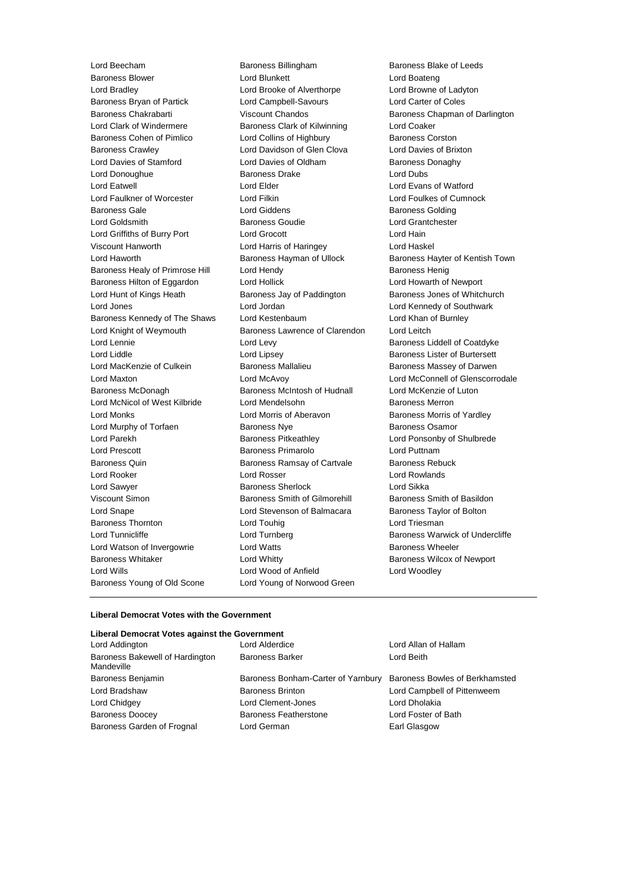Lord Beecham
Baroness Billingham
Baroness Blake of Leeds
Baroness Blower
Lord Blunkett
Lord Boateng
Lord Bradley
Lord Brooke of Alverthorpe
Lord Browne of Ladyton
Baroness Bryan of Partick
Lord Campbell-Savours
Lord Carter of Coles
Baroness Chakrabarti
Viscount Chandos
Baroness Chapman of Darlington
Lord Clark of Windermere
Baroness Clark of Kilwinning
Lord Coaker
Baroness Cohen of Pimlico
Lord Collins of Highbury
Baroness Corston
Baroness Crawley
Lord Davidson of Glen Clova
Lord Davies of Brixton
Lord Davies of Stamford
Lord Davies of Oldham
Baroness Donaghy
Lord Donoughue
Baroness Drake
Lord Dubs
Lord Eatwell
Lord Elder
Lord Evans of Watford
Lord Faulkner of Worcester
Lord Filkin
Lord Foulkes of Cumnock
Baroness Gale
Lord Giddens
Baroness Golding
Lord Goldsmith
Baroness Goudie
Lord Grantchester
Lord Griffiths of Burry Port
Lord Grocott
Lord Hain
Viscount Hanworth
Lord Harris of Haringey
Lord Haskel
Lord Haworth
Baroness Hayman of Ullock
Baroness Hayter of Kentish Town
Baroness Healy of Primrose Hill
Lord Hendy
Baroness Henig
Baroness Hilton of Eggardon
Lord Hollick
Lord Howarth of Newport
Lord Hunt of Kings Heath
Baroness Jay of Paddington
Baroness Jones of Whitchurch
Lord Jones
Lord Jordan
Lord Kennedy of Southwark
Baroness Kennedy of The Shaws
Lord Kestenbaum
Lord Khan of Burnley
Lord Knight of Weymouth
Baroness Lawrence of Clarendon
Lord Leitch
Lord Lennie
Lord Levy
Baroness Liddell of Coatdyke
Lord Liddle
Lord Lipsey
Baroness Lister of Burtersett
Lord MacKenzie of Culkein
Baroness Mallalieu
Baroness Massey of Darwen
Lord Maxton
Lord McAvoy
Lord McConnell of Glenscorrodale
Baroness McDonagh
Baroness McIntosh of Hudnall
Lord McKenzie of Luton
Lord McNicol of West Kilbride
Lord Mendelsohn
Baroness Merron
Lord Monks
Lord Morris of Aberavon
Baroness Morris of Yardley
Lord Murphy of Torfaen
Baroness Nye
Baroness Osamor
Lord Parekh
Baroness Pitkeathley
Lord Ponsonby of Shulbrede
Lord Prescott
Baroness Primarolo
Lord Puttnam
Baroness Quin
Baroness Ramsay of Cartvale
Baroness Rebuck
Lord Rooker
Lord Rosser
Lord Rowlands
Lord Sawyer
Baroness Sherlock
Lord Sikka
Viscount Simon
Baroness Smith of Gilmorehill
Baroness Smith of Basildon
Lord Snape
Lord Stevenson of Balmacara
Baroness Taylor of Bolton
Baroness Thornton
Lord Touhig
Lord Triesman
Lord Tunnicliffe
Lord Turnberg
Baroness Warwick of Undercliffe
Lord Watson of Invergowrie
Lord Watts
Baroness Wheeler
Baroness Whitaker
Lord Whitty
Baroness Wilcox of Newport
Lord Wills
Lord Wood of Anfield
Lord Woodley
Baroness Young of Old Scone
Lord Young of Norwood Green

---

**Liberal Democrat Votes with the Government**

**Liberal Democrat Votes against the Government**

Lord Addington
Lord Alderdice
Lord Allan of Hallam
Baroness Bakewell of Hardington Mandeville
Baroness Barker
Lord Beith
Baroness Benjamin
Baroness Bonham-Carter of Yarnbury
Baroness Bowles of Berkhamsted
Lord Bradshaw
Baroness Brinton
Lord Campbell of Pittenweem
Lord Chidgey
Lord Clement-Jones
Lord Dholakia
Baroness Doocey
Baroness Featherstone
Lord Foster of Bath
Baroness Garden of Frognal
Lord German
Earl Glasgow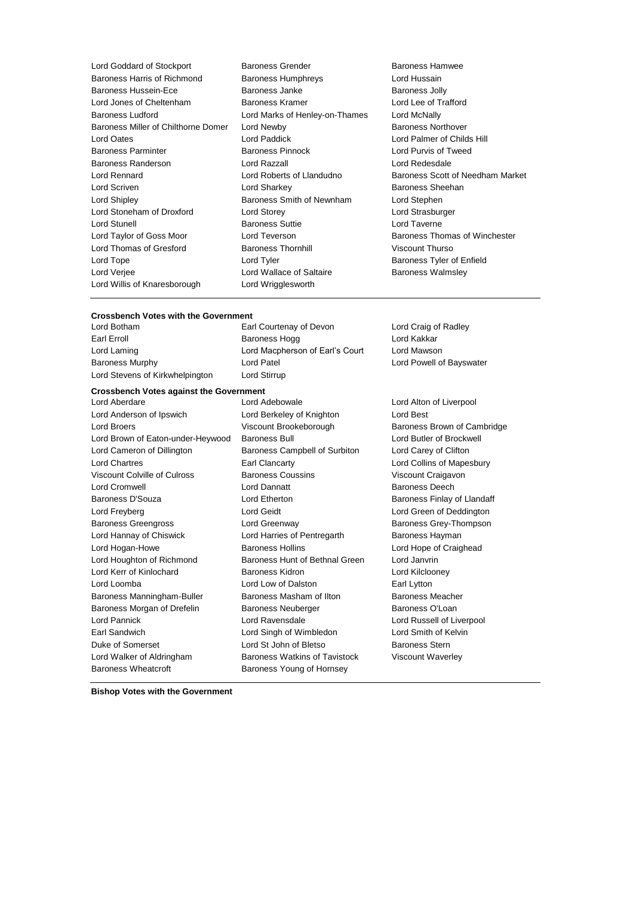Lord Goddard of Stockport
Baroness Grender
Baroness Hamwee
Baroness Harris of Richmond
Baroness Humphreys
Lord Hussain
Baroness Hussein-Ece
Baroness Janke
Baroness Jolly
Lord Jones of Cheltenham
Baroness Kramer
Lord Lee of Trafford
Baroness Ludford
Lord Marks of Henley-on-Thames
Lord McNally
Baroness Miller of Chilthorne Domer
Lord Newby
Baroness Northover
Lord Oates
Lord Paddick
Lord Palmer of Childs Hill
Baroness Parminter
Baroness Pinnock
Lord Purvis of Tweed
Baroness Randerson
Lord Razzall
Lord Redesdale
Lord Rennard
Lord Roberts of Llandudno
Baroness Scott of Needham Market
Lord Scriven
Lord Sharkey
Baroness Sheehan
Lord Shipley
Baroness Smith of Newnham
Lord Stephen
Lord Stoneham of Droxford
Lord Storey
Lord Strasburger
Lord Stunell
Baroness Suttie
Lord Taverne
Lord Taylor of Goss Moor
Lord Teverson
Baroness Thomas of Winchester
Lord Thomas of Gresford
Baroness Thornhill
Viscount Thurso
Lord Tope
Lord Tyler
Baroness Tyler of Enfield
Lord Verjee
Lord Wallace of Saltaire
Baroness Walmsley
Lord Willis of Knaresborough
Lord Wrigglesworth

**Crossbench Votes with the Government**

Lord Botham
Earl Courtenay of Devon
Lord Craig of Radley
Earl Erroll
Baroness Hogg
Lord Kakkar
Lord Laming
Lord Macpherson of Earl's Court
Lord Mawson
Baroness Murphy
Lord Patel
Lord Powell of Bayswater
Lord Stevens of Kirkwhelpington
Lord Stirrup

**Crossbench Votes against the Government**

Lord Aberdare
Lord Adebowale
Lord Alton of Liverpool
Lord Anderson of Ipswich
Lord Berkeley of Knighton
Lord Best
Lord Broers
Viscount Brookeborough
Baroness Brown of Cambridge
Lord Brown of Eaton-under-Heywood
Baroness Bull
Lord Butler of Brockwell
Lord Cameron of Dillington
Baroness Campbell of Surbiton
Lord Carey of Clifton
Lord Chartres
Earl Clancarty
Lord Collins of Mapesbury
Viscount Colville of Culross
Baroness Coussins
Viscount Craigavon
Lord Cromwell
Lord Dannatt
Baroness Deech
Baroness D'Souza
Lord Etherton
Baroness Finlay of Llandaff
Lord Freyberg
Lord Geidt
Lord Green of Deddington
Baroness Greengross
Lord Greenway
Baroness Grey-Thompson
Lord Hannay of Chiswick
Lord Harries of Pentregarth
Baroness Hayman
Lord Hogan-Howe
Baroness Hollins
Lord Hope of Craighead
Lord Houghton of Richmond
Baroness Hunt of Bethnal Green
Lord Janvrin
Lord Kerr of Kinlochard
Baroness Kidron
Lord Kilclooney
Lord Loomba
Lord Low of Dalston
Earl Lytton
Baroness Manningham-Buller
Baroness Masham of Ilton
Baroness Meacher
Baroness Morgan of Drefelin
Baroness Neuberger
Baroness O'Loan
Lord Pannick
Lord Ravensdale
Lord Russell of Liverpool
Earl Sandwich
Lord Singh of Wimbledon
Lord Smith of Kelvin
Duke of Somerset
Lord St John of Bletso
Baroness Stern
Lord Walker of Aldringham
Baroness Watkins of Tavistock
Viscount Waverley
Baroness Wheatcroft
Baroness Young of Hornsey

**Bishop Votes with the Government**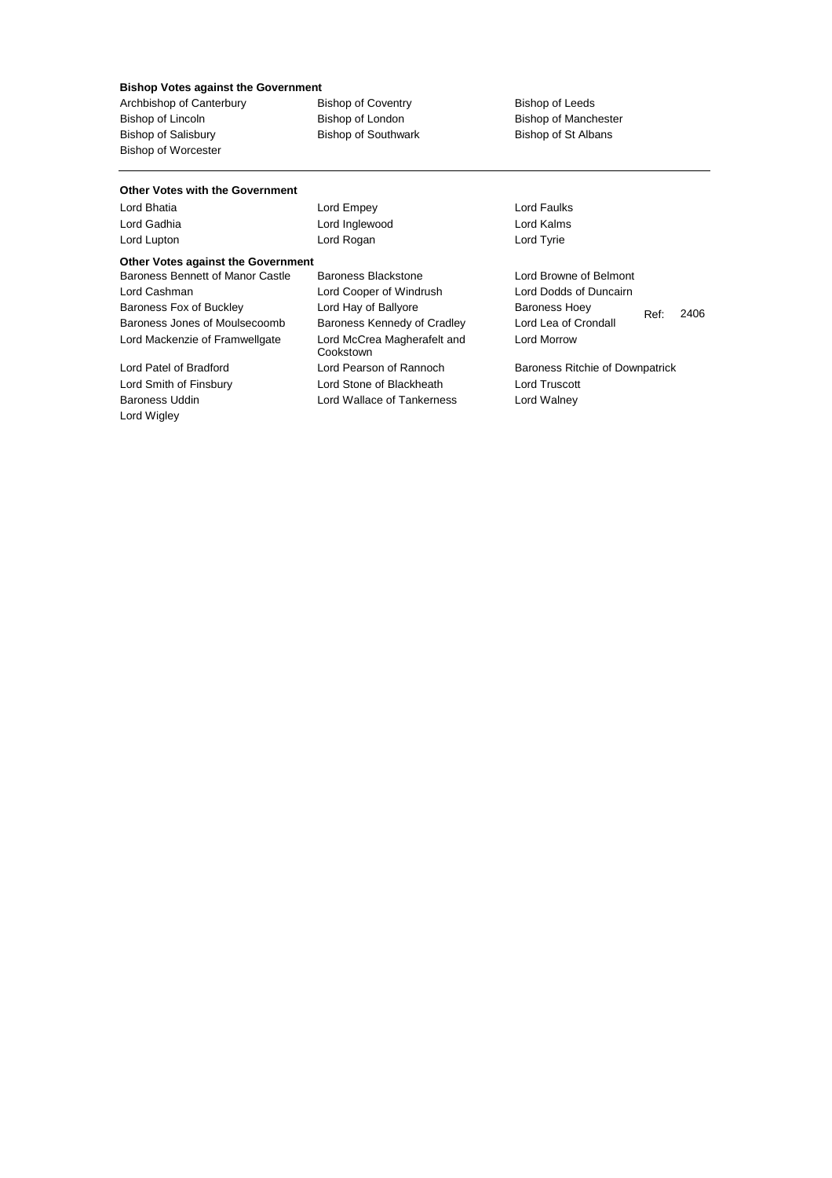**Bishop Votes against the Government**

Archbishop of Canterbury
Bishop of Coventry
Bishop of Leeds
Bishop of Lincoln
Bishop of London
Bishop of Manchester
Bishop of Salisbury
Bishop of Southwark
Bishop of St Albans
Bishop of Worcester

---

**Other Votes with the Government**

Lord Bhatia
Lord Empey
Lord Faulks
Lord Gadhia
Lord Inglewood
Lord Kalms
Lord Lupton
Lord Rogan
Lord Tyrie

**Other Votes against the Government**

Baroness Bennett of Manor Castle
Baroness Blackstone
Lord Browne of Belmont
Lord Cashman
Lord Cooper of Windrush
Lord Dodds of Duncairn
Baroness Fox of Buckley
Lord Hay of Ballyore
Baroness Hoey
Baroness Jones of Moulsecoomb
Baroness Kennedy of Cradley
Lord Lea of Crondall
Lord Mackenzie of Framwellgate
Lord McCrea Magherafelt and Cookstown
Lord Morrow
Lord Patel of Bradford
Lord Pearson of Rannoch
Baroness Ritchie of Downpatrick
Lord Smith of Finsbury
Lord Stone of Blackheath
Lord Truscott
Baroness Uddin
Lord Wallace of Tankerness
Lord Walney
Lord Wigley

Ref: 2406